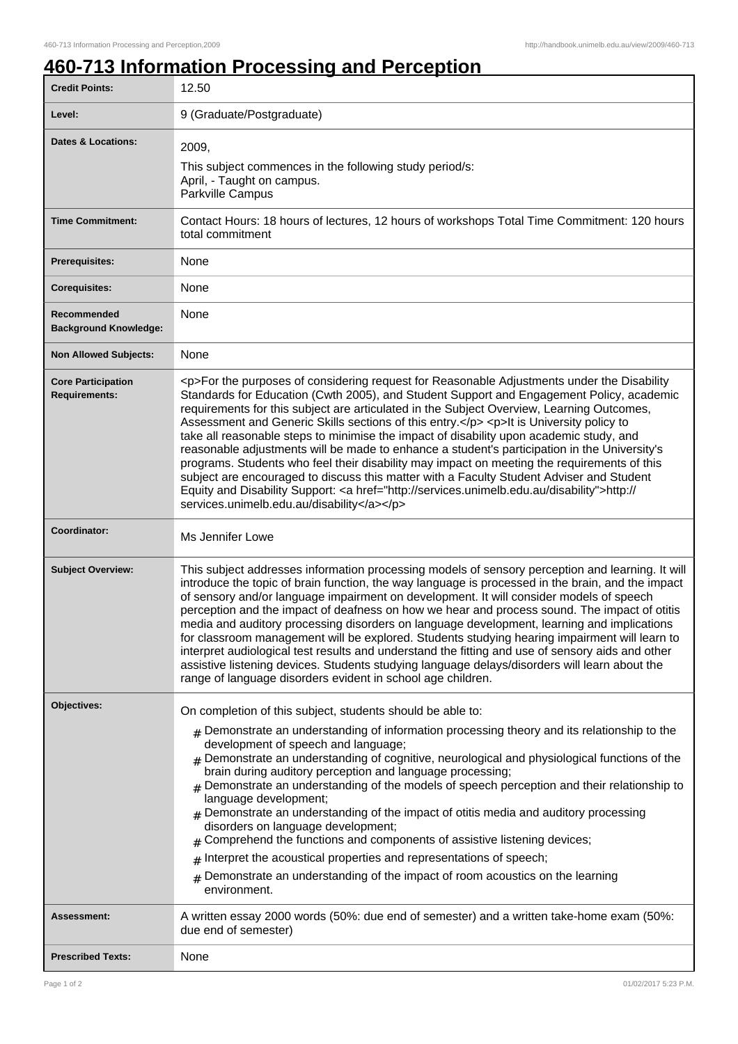# 460-713 Information Processing and Perception

| | |
|---|---|
| **Credit Points:** | 12.50 |
| **Level:** | 9 (Graduate/Postgraduate) |
| **Dates & Locations:** | 2009,<br>This subject commences in the following study period/s:<br>April, - Taught on campus.<br>Parkville Campus |
| **Time Commitment:** | Contact Hours: 18 hours of lectures, 12 hours of workshops Total Time Commitment: 120 hours total commitment |
| **Prerequisites:** | None |
| **Corequisites:** | None |
| **Recommended Background Knowledge:** | None |
| **Non Allowed Subjects:** | None |
| **Core Participation Requirements:** | <p>For the purposes of considering request for Reasonable Adjustments under the Disability Standards for Education (Cwth 2005), and Student Support and Engagement Policy, academic requirements for this subject are articulated in the Subject Overview, Learning Outcomes, Assessment and Generic Skills sections of this entry.</p> <p>It is University policy to take all reasonable steps to minimise the impact of disability upon academic study, and reasonable adjustments will be made to enhance a student's participation in the University's programs. Students who feel their disability may impact on meeting the requirements of this subject are encouraged to discuss this matter with a Faculty Student Adviser and Student Equity and Disability Support: <a href="http://services.unimelb.edu.au/disability">http://services.unimelb.edu.au/disability</a></p> |
| **Coordinator:** | Ms Jennifer Lowe |
| **Subject Overview:** | This subject addresses information processing models of sensory perception and learning. It will introduce the topic of brain function, the way language is processed in the brain, and the impact of sensory and/or language impairment on development. It will consider models of speech perception and the impact of deafness on how we hear and process sound. The impact of otitis media and auditory processing disorders on language development, learning and implications for classroom management will be explored. Students studying hearing impairment will learn to interpret audiological test results and understand the fitting and use of sensory aids and other assistive listening devices. Students studying language delays/disorders will learn about the range of language disorders evident in school age children. |
| **Objectives:** | On completion of this subject, students should be able to:<br># Demonstrate an understanding of information processing theory and its relationship to the development of speech and language;<br># Demonstrate an understanding of cognitive, neurological and physiological functions of the brain during auditory perception and language processing;<br># Demonstrate an understanding of the models of speech perception and their relationship to language development;<br># Demonstrate an understanding of the impact of otitis media and auditory processing disorders on language development;<br># Comprehend the functions and components of assistive listening devices;<br># Interpret the acoustical properties and representations of speech;<br># Demonstrate an understanding of the impact of room acoustics on the learning environment. |
| **Assessment:** | A written essay 2000 words (50%: due end of semester) and a written take-home exam (50%: due end of semester) |
| **Prescribed Texts:** | None |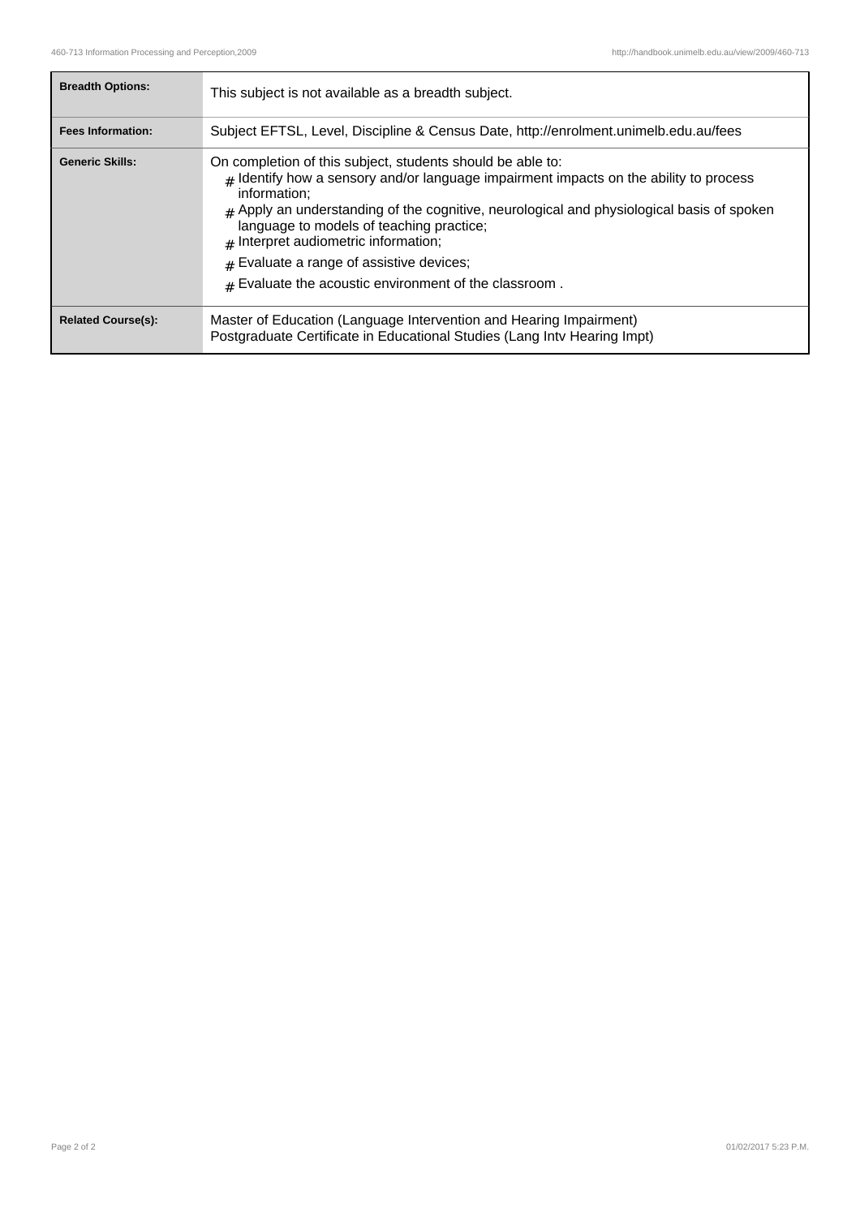| | |
|---|---|
| **Breadth Options:** | This subject is not available as a breadth subject. |
| **Fees Information:** | Subject EFTSL, Level, Discipline & Census Date, http://enrolment.unimelb.edu.au/fees |
| **Generic Skills:** | On completion of this subject, students should be able to:<br># Identify how a sensory and/or language impairment impacts on the ability to process information;<br># Apply an understanding of the cognitive, neurological and physiological basis of spoken language to models of teaching practice;<br># Interpret audiometric information;<br># Evaluate a range of assistive devices;<br># Evaluate the acoustic environment of the classroom . |
| **Related Course(s):** | Master of Education (Language Intervention and Hearing Impairment)<br>Postgraduate Certificate in Educational Studies (Lang Intv Hearing Impt) |